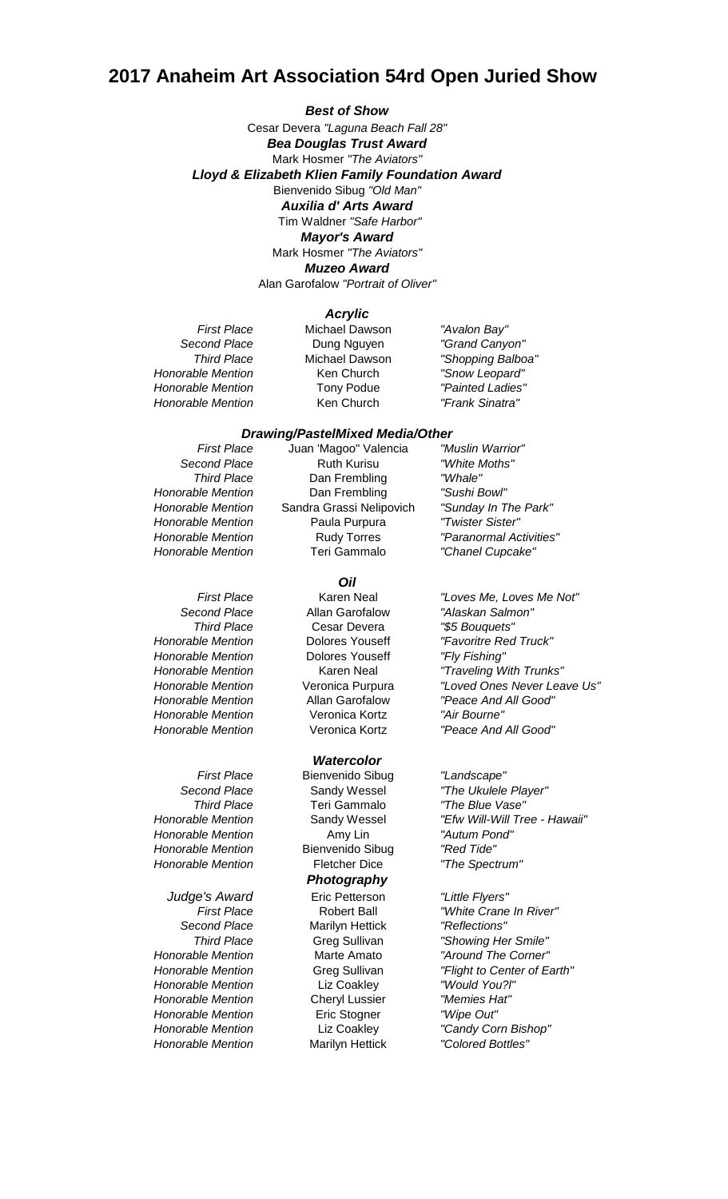# 2017 Anaheim Art Association 54rd Open Juried Show

***Best of Show***

Cesar Devera *"Laguna Beach Fall 28"*

***Bea Douglas Trust Award***

Mark Hosmer *"The Aviators"*

***Lloyd & Elizabeth Klien Family Foundation Award***

Bienvenido Sibug *"Old Man"*

***Auxilia d' Arts Award***

Tim Waldner *"Safe Harbor"*

***Mayor's Award***

Mark Hosmer *"The Aviators"*

***Muzeo Award***

Alan Garofalow *"Portrait of Oliver"*

### *Acrylic*

| | | |
|---|---|---|
| *First Place* | Michael Dawson | *"Avalon Bay"* |
| *Second Place* | Dung Nguyen | *"Grand Canyon"* |
| *Third Place* | Michael Dawson | *"Shopping Balboa"* |
| *Honorable Mention* | Ken Church | *"Snow Leopard"* |
| *Honorable Mention* | Tony Podue | *"Painted Ladies"* |
| *Honorable Mention* | Ken Church | *"Frank Sinatra"* |

### *Drawing/PastelMixed Media/Other*

| | | |
|---|---|---|
| *First Place* | Juan 'Magoo" Valencia | *"Muslin Warrior"* |
| *Second Place* | Ruth Kurisu | *"White Moths"* |
| *Third Place* | Dan Frembling | *"Whale"* |
| *Honorable Mention* | Dan Frembling | *"Sushi Bowl"* |
| *Honorable Mention* | Sandra Grassi Nelipovich | *"Sunday In The Park"* |
| *Honorable Mention* | Paula Purpura | *"Twister Sister"* |
| *Honorable Mention* | Rudy Torres | *"Paranormal Activities"* |
| *Honorable Mention* | Teri Gammalo | *"Chanel Cupcake"* |

### *Oil*

| | | |
|---|---|---|
| *First Place* | Karen Neal | *"Loves Me, Loves Me Not"* |
| *Second Place* | Allan Garofalow | *"Alaskan Salmon"* |
| *Third Place* | Cesar Devera | *"$5 Bouquets"* |
| *Honorable Mention* | Dolores Youseff | *"Favoritre Red Truck"* |
| *Honorable Mention* | Dolores Youseff | *"Fly Fishing"* |
| *Honorable Mention* | Karen Neal | *"Traveling With Trunks"* |
| *Honorable Mention* | Veronica Purpura | *"Loved Ones Never Leave Us"* |
| *Honorable Mention* | Allan Garofalow | *"Peace And All Good"* |
| *Honorable Mention* | Veronica Kortz | *"Air Bourne"* |
| *Honorable Mention* | Veronica Kortz | *"Peace And All Good"* |

### *Watercolor*

| | | |
|---|---|---|
| *First Place* | Bienvenido Sibug | *"Landscape"* |
| *Second Place* | Sandy Wessel | *"The Ukulele Player"* |
| *Third Place* | Teri Gammalo | *"The Blue Vase"* |
| *Honorable Mention* | Sandy Wessel | *"Efw Will-Will Tree - Hawaii"* |
| *Honorable Mention* | Amy Lin | *"Autum Pond"* |
| *Honorable Mention* | Bienvenido Sibug | *"Red Tide"* |
| *Honorable Mention* | Fletcher Dice | *"The Spectrum"* |

### *Photography*

| | | |
|---|---|---|
| *Judge's Award* | Eric Petterson | *"Little Flyers"* |
| *First Place* | Robert Ball | *"White Crane In River"* |
| *Second Place* | Marilyn Hettick | *"Reflections"* |
| *Third Place* | Greg Sullivan | *"Showing Her Smile"* |
| *Honorable Mention* | Marte Amato | *"Around The Corner"* |
| *Honorable Mention* | Greg Sullivan | *"Flight to Center of Earth"* |
| *Honorable Mention* | Liz Coakley | *"Would You?l"* |
| *Honorable Mention* | Cheryl Lussier | *"Memies Hat"* |
| *Honorable Mention* | Eric Stogner | *"Wipe Out"* |
| *Honorable Mention* | Liz Coakley | *"Candy Corn Bishop"* |
| *Honorable Mention* | Marilyn Hettick | *"Colored Bottles"* |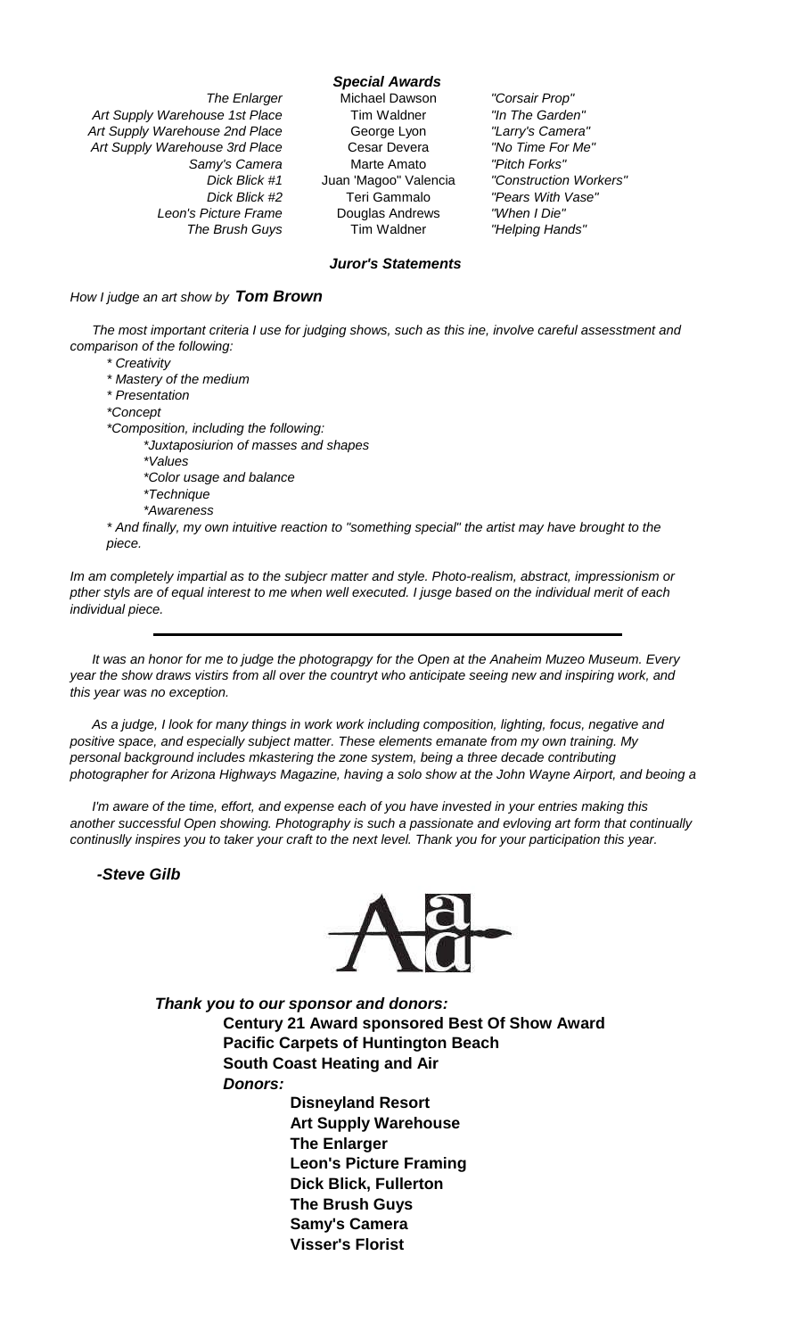## *Special Awards*

| | | |
|---|---|---|
| *The Enlarger* | Michael Dawson | *"Corsair Prop"* |
| *Art Supply Warehouse 1st Place* | Tim Waldner | *"In The Garden"* |
| *Art Supply Warehouse 2nd Place* | George Lyon | *"Larry's Camera"* |
| *Art Supply Warehouse 3rd Place* | Cesar Devera | *"No Time For Me"* |
| *Samy's Camera* | Marte Amato | *"Pitch Forks"* |
| *Dick Blick #1* | Juan 'Magoo" Valencia | *"Construction Workers"* |
| *Dick Blick #2* | Teri Gammalo | *"Pears With Vase"* |
| *Leon's Picture Frame* | Douglas Andrews | *"When I Die"* |
| *The Brush Guys* | Tim Waldner | *"Helping Hands"* |

## *Juror's Statements*

*How I judge an art show by* ***Tom Brown***

*The most important criteria I use for judging shows, such as this ine, involve careful assesstment and comparison of the following:*

- *Creativity*
- *Mastery of the medium*
- *Presentation*
- *Concept*
- *Composition, including the following:*
  - *Juxtaposiurion of masses and shapes*
  - *Values*
  - *Color usage and balance*
  - *Technique*
  - *Awareness*
- *And finally, my own intuitive reaction to "something special" the artist may have brought to the piece.*

*Im am completely impartial as to the subjecr matter and style. Photo-realism, abstract, impressionism or pther styls are of equal interest to me when well executed. I jusge based on the individual merit of each individual piece.*

---

*It was an honor for me to judge the photograpgy for the Open at the Anaheim Muzeo Museum. Every year the show draws vistirs from all over the countryt who anticipate seeing new and inspiring work, and this year was no exception.*

*As a judge, I look for many things in work work including composition, lighting, focus, negative and positive space, and especially subject matter. These elements emanate from my own training. My personal background includes mkastering the zone system, being a three decade contributing photographer for Arizona Highways Magazine, having a solo show at the John Wayne Airport, and beoing a*

*I'm aware of the time, effort, and expense each of you have invested in your entries making this another successful Open showing. Photography is such a passionate and evloving art form that continually continuslly inspires you to taker your craft to the next level. Thank you for your participation this year.*

***-Steve Gilb***

***Thank you to our sponsor and donors:***

**Century 21 Award sponsored Best Of Show Award**
**Pacific Carpets of Huntington Beach**
**South Coast Heating and Air**

***Donors:***

**Disneyland Resort**
**Art Supply Warehouse**
**The Enlarger**
**Leon's Picture Framing**
**Dick Blick, Fullerton**
**The Brush Guys**
**Samy's Camera**
**Visser's Florist**